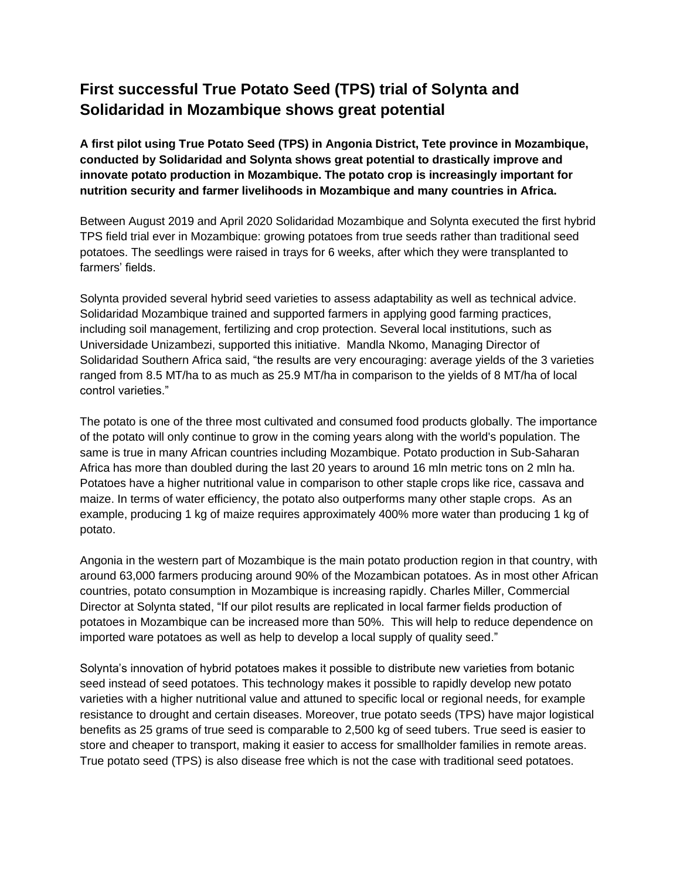# First successful True Potato Seed (TPS) trial of Solynta and Solidaridad in Mozambique shows great potential

**A first pilot using True Potato Seed (TPS) in Angonia District, Tete province in Mozambique, conducted by Solidaridad and Solynta shows great potential to drastically improve and innovate potato production in Mozambique. The potato crop is increasingly important for nutrition security and farmer livelihoods in Mozambique and many countries in Africa.**

Between August 2019 and April 2020 Solidaridad Mozambique and Solynta executed the first hybrid TPS field trial ever in Mozambique: growing potatoes from true seeds rather than traditional seed potatoes. The seedlings were raised in trays for 6 weeks, after which they were transplanted to farmers' fields.

Solynta provided several hybrid seed varieties to assess adaptability as well as technical advice. Solidaridad Mozambique trained and supported farmers in applying good farming practices, including soil management, fertilizing and crop protection. Several local institutions, such as Universidade Unizambezi, supported this initiative. Mandla Nkomo, Managing Director of Solidaridad Southern Africa said, "the results are very encouraging: average yields of the 3 varieties ranged from 8.5 MT/ha to as much as 25.9 MT/ha in comparison to the yields of 8 MT/ha of local control varieties."

The potato is one of the three most cultivated and consumed food products globally. The importance of the potato will only continue to grow in the coming years along with the world's population. The same is true in many African countries including Mozambique. Potato production in Sub-Saharan Africa has more than doubled during the last 20 years to around 16 mln metric tons on 2 mln ha. Potatoes have a higher nutritional value in comparison to other staple crops like rice, cassava and maize. In terms of water efficiency, the potato also outperforms many other staple crops. As an example, producing 1 kg of maize requires approximately 400% more water than producing 1 kg of potato.

Angonia in the western part of Mozambique is the main potato production region in that country, with around 63,000 farmers producing around 90% of the Mozambican potatoes. As in most other African countries, potato consumption in Mozambique is increasing rapidly. Charles Miller, Commercial Director at Solynta stated, "If our pilot results are replicated in local farmer fields production of potatoes in Mozambique can be increased more than 50%. This will help to reduce dependence on imported ware potatoes as well as help to develop a local supply of quality seed."

Solynta's innovation of hybrid potatoes makes it possible to distribute new varieties from botanic seed instead of seed potatoes. This technology makes it possible to rapidly develop new potato varieties with a higher nutritional value and attuned to specific local or regional needs, for example resistance to drought and certain diseases. Moreover, true potato seeds (TPS) have major logistical benefits as 25 grams of true seed is comparable to 2,500 kg of seed tubers. True seed is easier to store and cheaper to transport, making it easier to access for smallholder families in remote areas. True potato seed (TPS) is also disease free which is not the case with traditional seed potatoes.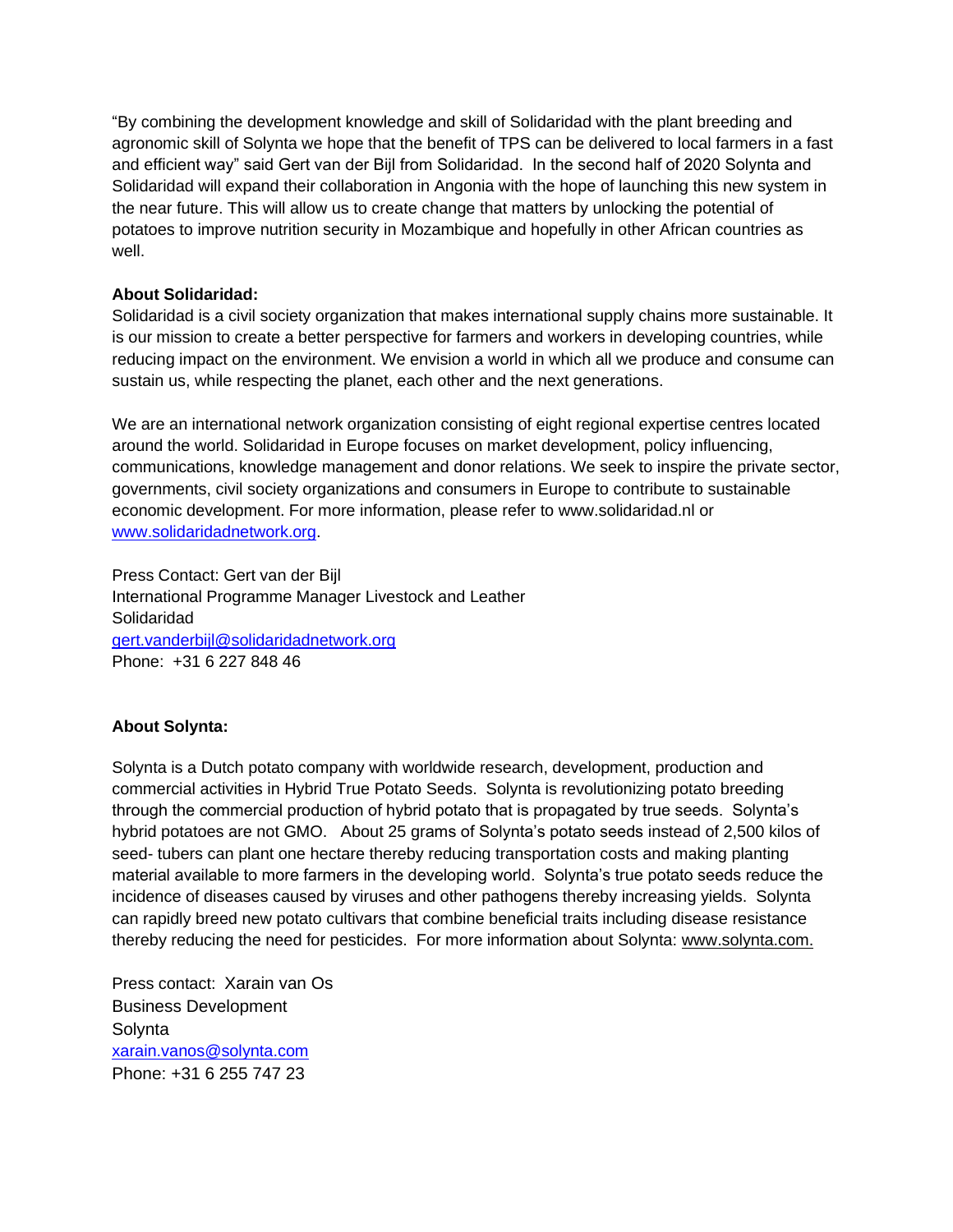"By combining the development knowledge and skill of Solidaridad with the plant breeding and agronomic skill of Solynta we hope that the benefit of TPS can be delivered to local farmers in a fast and efficient way" said Gert van der Bijl from Solidaridad. In the second half of 2020 Solynta and Solidaridad will expand their collaboration in Angonia with the hope of launching this new system in the near future. This will allow us to create change that matters by unlocking the potential of potatoes to improve nutrition security in Mozambique and hopefully in other African countries as well.

**About Solidaridad:**

Solidaridad is a civil society organization that makes international supply chains more sustainable. It is our mission to create a better perspective for farmers and workers in developing countries, while reducing impact on the environment. We envision a world in which all we produce and consume can sustain us, while respecting the planet, each other and the next generations.

We are an international network organization consisting of eight regional expertise centres located around the world. Solidaridad in Europe focuses on market development, policy influencing, communications, knowledge management and donor relations. We seek to inspire the private sector, governments, civil society organizations and consumers in Europe to sustainable economic development. For more information, please refer to www.solidaridad.nl or www.solidaridadnetwork.org.

Press Contact: Gert van der Bijl
International Programme Manager Livestock and Leather
Solidaridad
gert.vanderbijl@solidaridadnetwork.org
Phone: +31 6 227 848 46

**About Solynta:**

Solynta is a Dutch potato company with worldwide research, development, production and commercial activities in Hybrid True Potato Seeds. Solynta is revolutionizing potato breeding through the commercial production of hybrid potato that is propagated by true seeds. Solynta's hybrid potatoes are not GMO. About 25 grams of Solynta's potato seeds instead of 2,500 kilos of seed- tubers can plant one hectare thereby reducing transportation costs and making planting material available to more farmers in the developing world. Solynta's true potato seeds reduce the incidence of diseases caused by viruses and other pathogens thereby increasing yields. Solynta can rapidly breed new potato cultivars that combine beneficial traits including disease resistance thereby reducing the need for pesticides. For more information about Solynta: www.solynta.com.

Press contact: Xarain van Os
Business Development
Solynta
xarain.vanos@solynta.com
Phone: +31 6 255 747 23